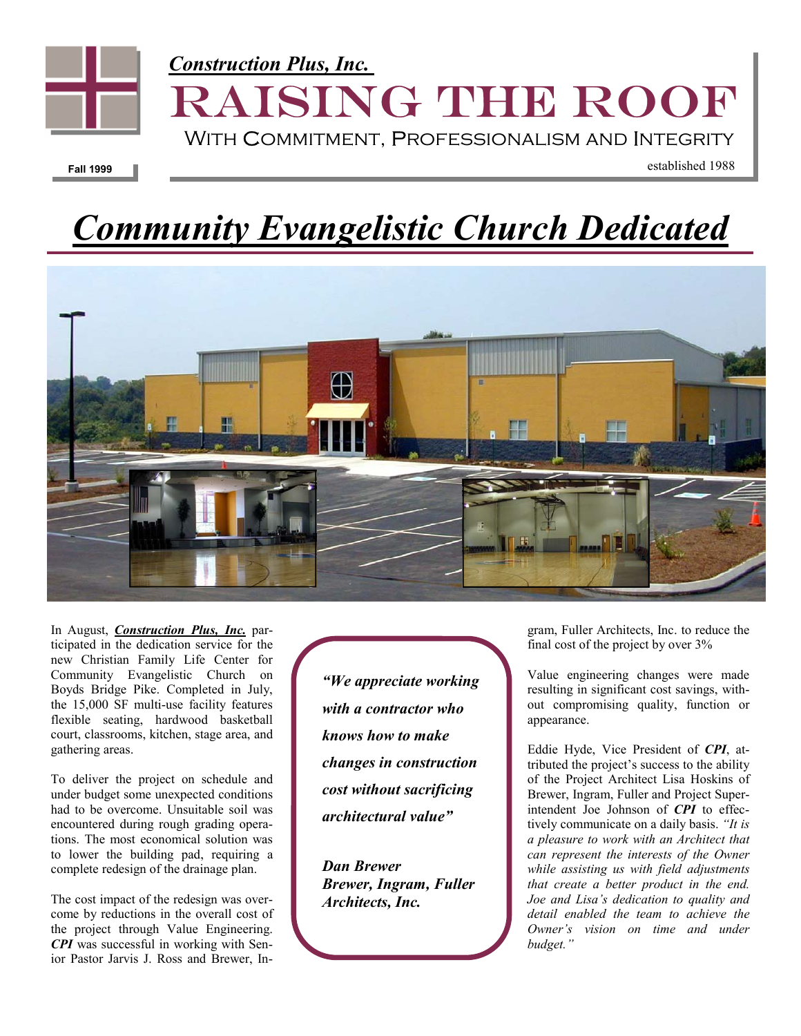*Construction Plus, Inc.*

# RAISING THE ROOF

With Commitment, Professionalism and Integrity

**Fall 1999**

established 1988

# *Community Evangelistic Church Dedicated*

In August, ***Construction Plus, Inc.*** participated in the dedication service for the new Christian Family Life Center for Community Evangelistic Church on Boyds Bridge Pike. Completed in July, the 15,000 SF multi-use facility features flexible seating, hardwood basketball court, classrooms, kitchen, stage area, and gathering areas.

To deliver the project on schedule and under budget some unexpected conditions had to be overcome. Unsuitable soil was encountered during rough grading operations. The most economical solution was to lower the building pad, requiring a complete redesign of the drainage plan.

The cost impact of the redesign was overcome by reductions in the overall cost of the project through Value Engineering. ***CPI*** was successful in working with Senior Pastor Jarvis J. Ross and Brewer, Ingram, Fuller Architects, Inc. to reduce the final cost of the project by over 3%

> ***"We appreciate working with a contractor who knows how to make changes in construction cost without sacrificing architectural value"***
>
> ***Dan Brewer***
> ***Brewer, Ingram, Fuller Architects, Inc.***

Value engineering changes were made resulting in significant cost savings, without compromising quality, function or appearance.

Eddie Hyde, Vice President of ***CPI***, attributed the project's success to the ability of the Project Architect Lisa Hoskins of Brewer, Ingram, Fuller and Project Superintendent Joe Johnson of ***CPI*** to effectively communicate on a daily basis. *"It is a pleasure to work with an Architect that can represent the interests of the Owner while assisting us with field adjustments that create a better product in the end. Joe and Lisa's dedication to quality and detail enabled the team to achieve the Owner's vision on time and under budget."*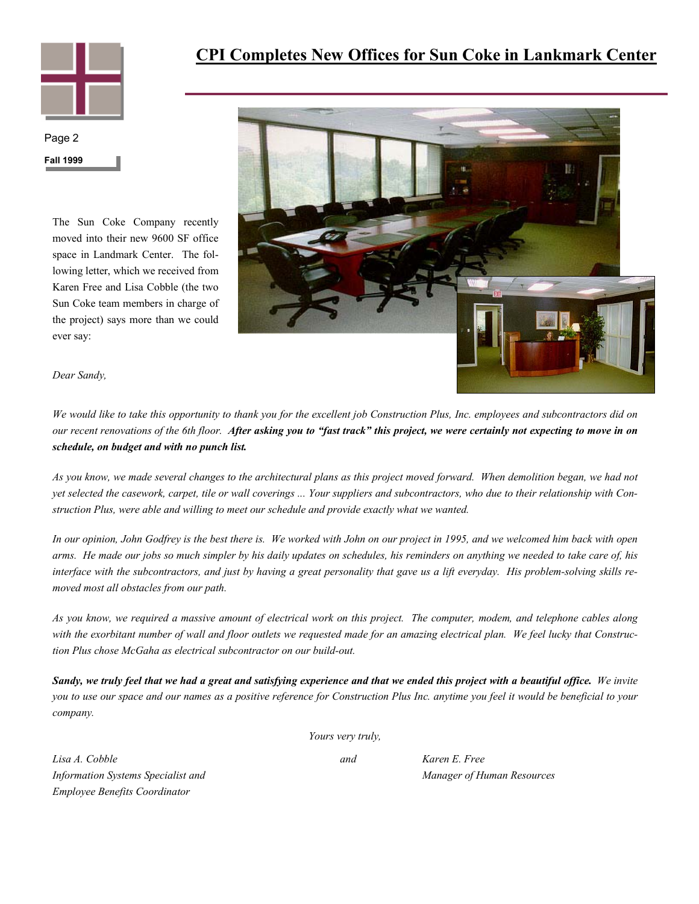# CPI Completes New Offices for Sun Coke in Lankmark Center

The Sun Coke Company recently moved into their new 9600 SF office space in Landmark Center. The following letter, which we received from Karen Free and Lisa Cobble (the two Sun Coke team members in charge of the project) says more than we could ever say:

*Dear Sandy,*

*We would like to take this opportunity to thank you for the excellent job Construction Plus, Inc. employees and subcontractors did on our recent renovations of the 6th floor.* ***After asking you to "fast track" this project, we were certainly not expecting to move in on schedule, on budget and with no punch list.***

*As you know, we made several changes to the architectural plans as this project moved forward. When demolition began, we had not yet selected the casework, carpet, tile or wall coverings ... Your suppliers and subcontractors, who due to their relationship with Construction Plus, were able and willing to meet our schedule and provide exactly what we wanted.*

*In our opinion, John Godfrey is the best there is. We worked with John on our project in 1995, and we welcomed him back with open arms. He made our jobs so much simpler by his daily updates on schedules, his reminders on anything we needed to take care of, his interface with the subcontractors, and just by having a great personality that gave us a lift everyday. His problem-solving skills removed most all obstacles from our path.*

*As you know, we required a massive amount of electrical work on this project. The computer, modem, and telephone cables along with the exorbitant number of wall and floor outlets we requested made for an amazing electrical plan. We feel lucky that Construction Plus chose McGaha as electrical subcontractor on our build-out.*

***Sandy, we truly feel that we had a great and satisfying experience and that we ended this project with a beautiful office.*** *We invite you to use our space and our names as a positive reference for Construction Plus Inc. anytime you feel it would be beneficial to your company.*

*Yours very truly,*

*Lisa A. Cobble*
*Information Systems Specialist and*
*Employee Benefits Coordinator*

*and*

*Karen E. Free*
*Manager of Human Resources*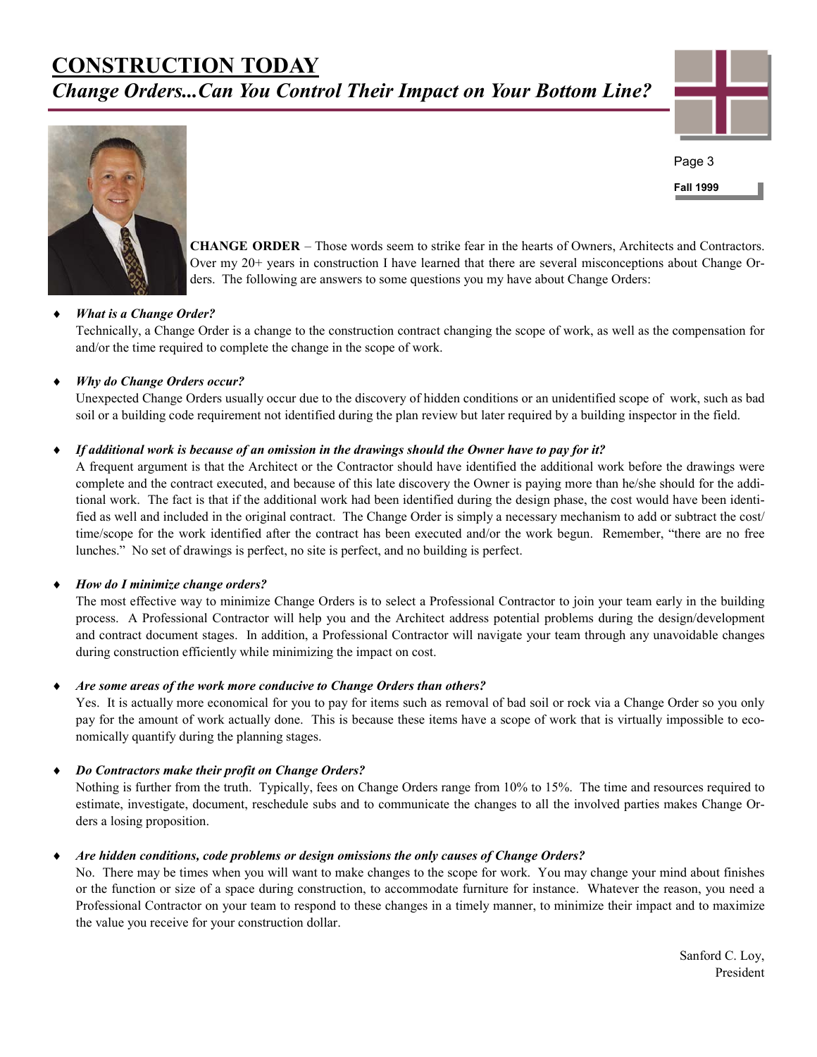# CONSTRUCTION TODAY

## *Change Orders...Can You Control Their Impact on Your Bottom Line?*

**CHANGE ORDER** – Those words seem to strike fear in the hearts of Owners, Architects and Contractors. Over my 20+ years in construction I have learned that there are several misconceptions about Change Orders. The following are answers to some questions you my have about Change Orders:

- ***What is a Change Order?***
  Technically, a Change Order is a change to the construction contract changing the scope of work, as well as the compensation for and/or the time required to complete the change in the scope of work.

- ***Why do Change Orders occur?***
  Unexpected Change Orders usually occur due to the discovery of hidden conditions or an unidentified scope of work, such as bad soil or a building code requirement not identified during the plan review but later required by a building inspector in the field.

- ***If additional work is because of an omission in the drawings should the Owner have to pay for it?***
  A frequent argument is that the Architect or the Contractor should have identified the additional work before the drawings were complete and the contract executed, and because of this late discovery the Owner is paying more than he/she should for the additional work. The fact is that if the additional work had been identified during the design phase, the cost would have been identified as well and included in the original contract. The Change Order is simply a necessary mechanism to add or subtract the cost/time/scope for the work identified after the contract has been executed and/or the work begun. Remember, "there are no free lunches." No set of drawings is perfect, no site is perfect, and no building is perfect.

- ***How do I minimize change orders?***
  The most effective way to minimize Change Orders is to select a Professional Contractor to join your team early in the building process. A Professional Contractor will help you and the Architect address potential problems during the design/development and contract document stages. In addition, a Professional Contractor will navigate your team through any unavoidable changes during construction efficiently while minimizing the impact on cost.

- ***Are some areas of the work more conducive to Change Orders than others?***
  Yes. It is actually more economical for you to pay for items such as removal of bad soil or rock via a Change Order so you only pay for the amount of work actually done. This is because these items have a scope of work that is virtually impossible to economically quantify during the planning stages.

- ***Do Contractors make their profit on Change Orders?***
  Nothing is further from the truth. Typically, fees on Change Orders range from 10% to 15%. The time and resources required to estimate, investigate, document, reschedule subs and to communicate the changes to all the involved parties makes Change Orders a losing proposition.

- ***Are hidden conditions, code problems or design omissions the only causes of Change Orders?***
  No. There may be times when you will want to make changes to the scope for work. You may change your mind about finishes or the function or size of a space during construction, to accommodate furniture for instance. Whatever the reason, you need a Professional Contractor on your team to respond to these changes in a timely manner, to minimize their impact and to maximize the value you receive for your construction dollar.

Sanford C. Loy,
President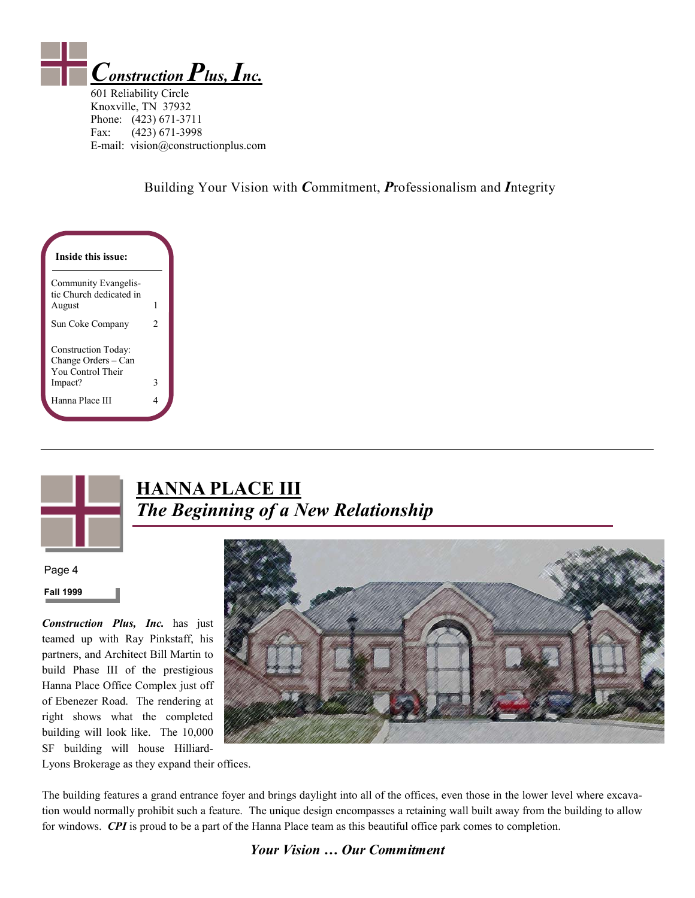# *C*onstruction *P*lus, *I*nc.

601 Reliability Circle
Knoxville, TN 37932
Phone: (423) 671-3711
Fax: (423) 671-3998
E-mail: vision@constructionplus.com

Building Your Vision with ***C***ommitment, ***P***rofessionalism and ***I***ntegrity

**Inside this issue:**

| | |
|---|---|
| Community Evangelistic Church dedicated in August | 1 |
| Sun Coke Company | 2 |
| Construction Today: Change Orders – Can You Control Their Impact? | 3 |
| Hanna Place III | 4 |

## HANNA PLACE III

### *The Beginning of a New Relationship*

Page 4

**Fall 1999**

***Construction Plus, Inc.*** has just teamed up with Ray Pinkstaff, his partners, and Architect Bill Martin to build Phase III of the prestigious Hanna Place Office Complex just off of Ebenezer Road. The rendering at right shows what the completed building will look like. The 10,000 SF building will house Hilliard-Lyons Brokerage as they expand their offices.

The building features a grand entrance foyer and brings daylight into all of the offices, even those in the lower level where excavation would normally prohibit such a feature. The unique design encompasses a retaining wall built away from the building to allow for windows. ***CPI*** is proud to be a part of the Hanna Place team as this beautiful office park comes to completion.

***Your Vision … Our Commitment***